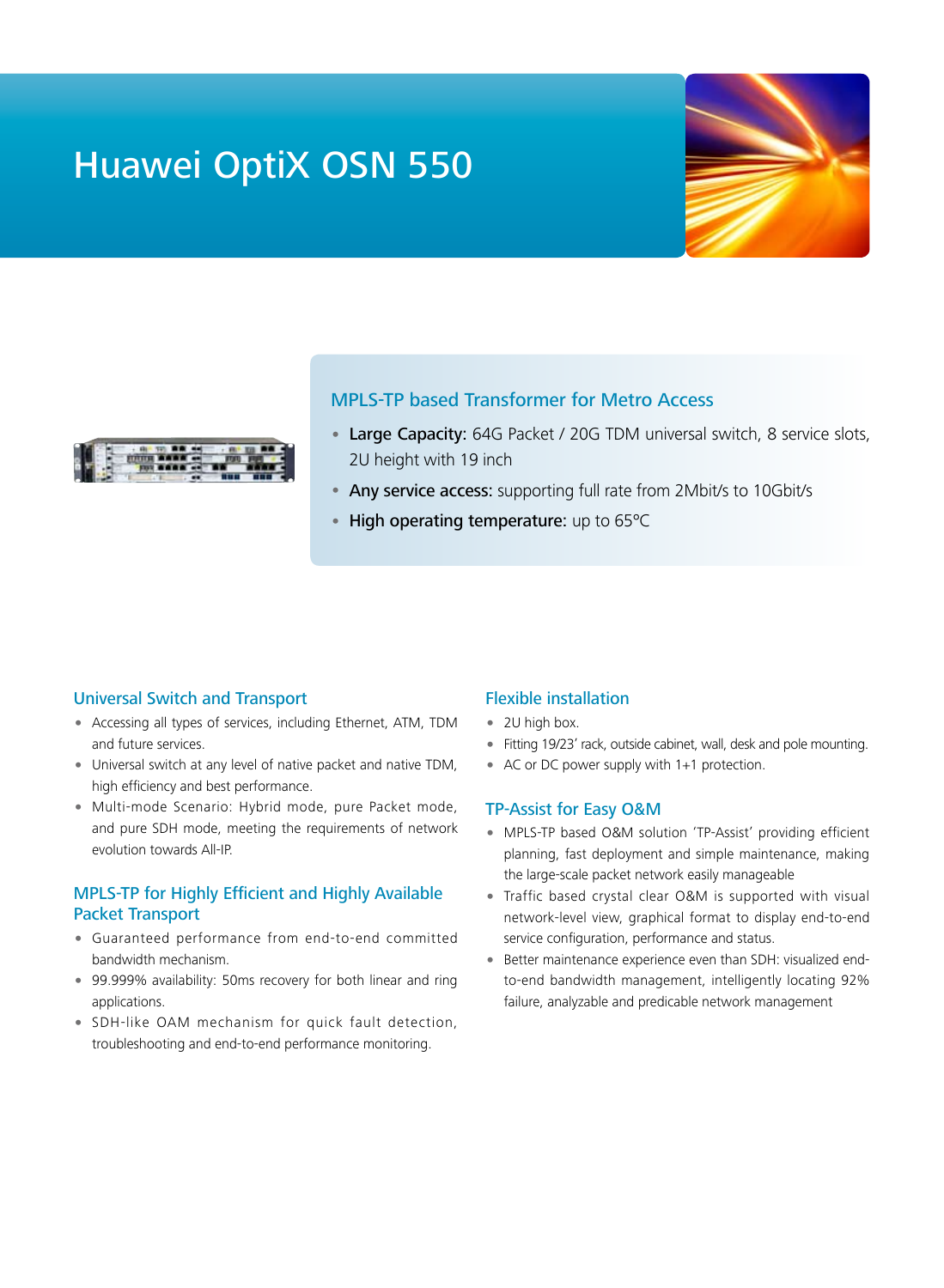# Huawei OptiX OSN 550

## MPLS-TP based Transformer for Metro Access

- **Large Capacity:** 64G Packet / 20G TDM universal switch, 8 service slots, 2U height with 19 inch
- **Any service access:** supporting full rate from 2Mbit/s to 10Gbit/s
- **High operating temperature:** up to 65°C

### Universal Switch and Transport

- Accessing all types of services, including Ethernet, ATM, TDM and future services.
- Universal switch at any level of native packet and native TDM, high efficiency and best performance.
- Multi-mode Scenario: Hybrid mode, pure Packet mode, and pure SDH mode, meeting the requirements of network evolution towards All-IP.

### MPLS-TP for Highly Efficient and Highly Available Packet Transport

- Guaranteed performance from end-to-end committed bandwidth mechanism.
- 99.999% availability: 50ms recovery for both linear and ring applications.
- SDH-like OAM mechanism for quick fault detection, troubleshooting and end-to-end performance monitoring.

### Flexible installation

- 2U high box.
- Fitting 19/23' rack, outside cabinet, wall, desk and pole mounting.
- AC or DC power supply with 1+1 protection.

### TP-Assist for Easy O&M

- MPLS-TP based O&M solution 'TP-Assist' providing efficient planning, fast deployment and simple maintenance, making the large-scale packet network easily manageable
- Traffic based crystal clear O&M is supported with visual network-level view, graphical format to display end-to-end service configuration, performance and status.
- Better maintenance experience even than SDH: visualized end-to-end bandwidth management, intelligently locating 92% failure, analyzable and predicable network management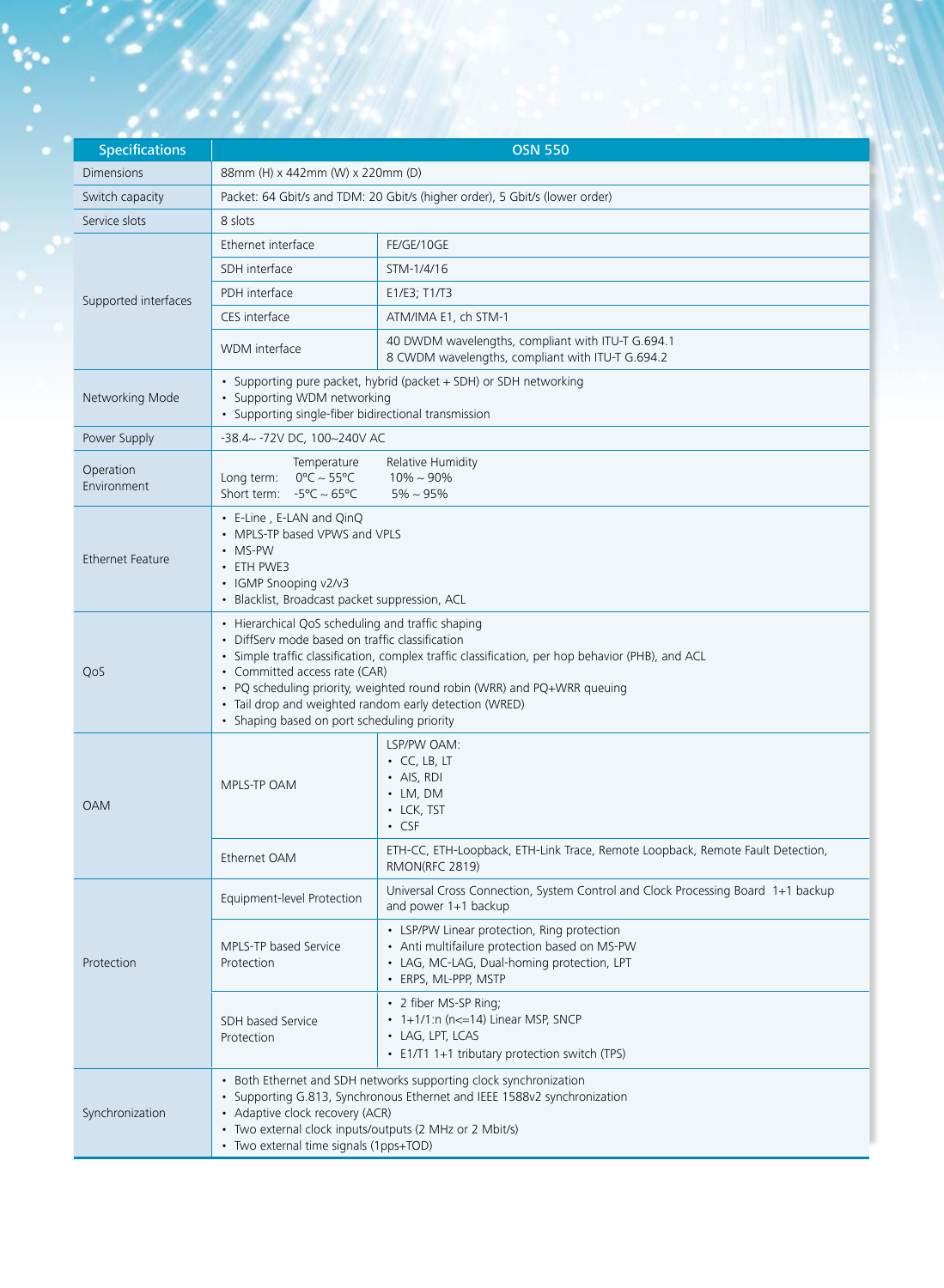| Specifications | OSN 550 | |
|---|---|---|
| Dimensions | 88mm (H) x 442mm (W) x 220mm (D) | |
| Switch capacity | Packet: 64 Gbit/s and TDM: 20 Gbit/s (higher order), 5 Gbit/s (lower order) | |
| Service slots | 8 slots | |
| Supported interfaces | Ethernet interface | FE/GE/10GE |
| | SDH interface | STM-1/4/16 |
| | PDH interface | E1/E3; T1/T3 |
| | CES interface | ATM/IMA E1, ch STM-1 |
| | WDM interface | 40 DWDM wavelengths, compliant with ITU-T G.694.1<br>8 CWDM wavelengths, compliant with ITU-T G.694.2 |
| Networking Mode | • Supporting pure packet, hybrid (packet + SDH) or SDH networking<br>• Supporting WDM networking<br>• Supporting single-fiber bidirectional transmission | |
| Power Supply | -38.4~ -72V DC, 100~240V AC | |
| Operation Environment | Temperature / Relative Humidity<br>Long term: 0°C ~ 55°C / 10% ~ 90%<br>Short term: -5°C ~ 65°C / 5% ~ 95% | |
| Ethernet Feature | • E-Line , E-LAN and QinQ<br>• MPLS-TP based VPWS and VPLS<br>• MS-PW<br>• ETH PWE3<br>• IGMP Snooping v2/v3<br>• Blacklist, Broadcast packet suppression, ACL | |
| QoS | • Hierarchical QoS scheduling and traffic shaping<br>• DiffServ mode based on traffic classification<br>• Simple traffic classification, complex traffic classification, per hop behavior (PHB), and ACL<br>• Committed access rate (CAR)<br>• PQ scheduling priority, weighted round robin (WRR) and PQ+WRR queuing<br>• Tail drop and weighted random early detection (WRED)<br>• Shaping based on port scheduling priority | |
| OAM | MPLS-TP OAM | LSP/PW OAM:<br>• CC, LB, LT<br>• AIS, RDI<br>• LM, DM<br>• LCK, TST<br>• CSF |
| | Ethernet OAM | ETH-CC, ETH-Loopback, ETH-Link Trace, Remote Loopback, Remote Fault Detection, RMON(RFC 2819) |
| Protection | Equipment-level Protection | Universal Cross Connection, System Control and Clock Processing Board 1+1 backup and power 1+1 backup |
| | MPLS-TP based Service Protection | • LSP/PW Linear protection, Ring protection<br>• Anti multifailure protection based on MS-PW<br>• LAG, MC-LAG, Dual-homing protection, LPT<br>• ERPS, ML-PPP, MSTP |
| | SDH based Service Protection | • 2 fiber MS-SP Ring;<br>• 1+1/1:n (n<=14) Linear MSP, SNCP<br>• LAG, LPT, LCAS<br>• E1/T1 1+1 tributary protection switch (TPS) |
| Synchronization | • Both Ethernet and SDH networks supporting clock synchronization<br>• Supporting G.813, Synchronous Ethernet and IEEE 1588v2 synchronization<br>• Adaptive clock recovery (ACR)<br>• Two external clock inputs/outputs (2 MHz or 2 Mbit/s)<br>• Two external time signals (1pps+TOD) | |